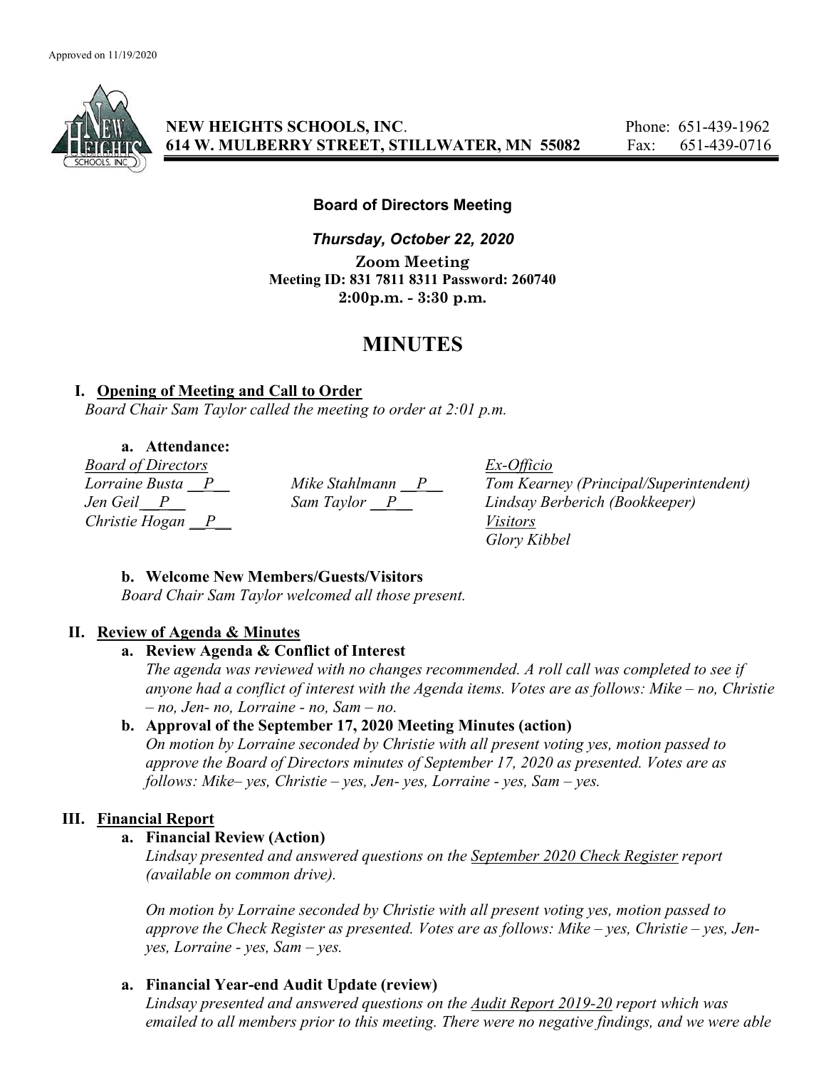Approved on 11/19/2020

**NEW HEIGHTS SCHOOLS, INC.**
**614 W. MULBERRY STREET, STILLWATER, MN 55082**

Phone: 651-439-1962
Fax: 651-439-0716

**Board of Directors Meeting**

***Thursday, October 22, 2020***

**Zoom Meeting**
**Meeting ID: 831 7811 8311 Password: 260740**
**2:00p.m. - 3:30 p.m.**

# MINUTES

## I. Opening of Meeting and Call to Order

*Board Chair Sam Taylor called the meeting to order at 2:01 p.m.*

### a. Attendance:

| *Board of Directors* | | *Ex-Officio* |
|---|---|---|
| *Lorraine Busta __P__* | *Mike Stahlmann __P__* | *Tom Kearney (Principal/Superintendent)* |
| *Jen Geil __P__* | *Sam Taylor __P__* | *Lindsay Berberich (Bookkeeper)* |
| *Christie Hogan __P__* | | *Visitors* |
| | | *Glory Kibbel* |

### b. Welcome New Members/Guests/Visitors

*Board Chair Sam Taylor welcomed all those present.*

## II. Review of Agenda & Minutes

### a. Review Agenda & Conflict of Interest

*The agenda was reviewed with no changes recommended. A roll call was completed to see if anyone had a conflict of interest with the Agenda items. Votes are as follows: Mike – no, Christie – no, Jen- no, Lorraine - no, Sam – no.*

### b. Approval of the September 17, 2020 Meeting Minutes (action)

*On motion by Lorraine seconded by Christie with all present voting yes, motion passed to approve the Board of Directors minutes of September 17, 2020 as presented. Votes are as follows: Mike– yes, Christie – yes, Jen- yes, Lorraine - yes, Sam – yes.*

## III. Financial Report

### a. Financial Review (Action)

*Lindsay presented and answered questions on the September 2020 Check Register report (available on common drive).*

*On motion by Lorraine seconded by Christie with all present voting yes, motion passed to approve the Check Register as presented. Votes are as follows: Mike – yes, Christie – yes, Jen- yes, Lorraine - yes, Sam – yes.*

### a. Financial Year-end Audit Update (review)

*Lindsay presented and answered questions on the Audit Report 2019-20 report which was emailed to all members prior to this meeting. There were no negative findings, and we were able*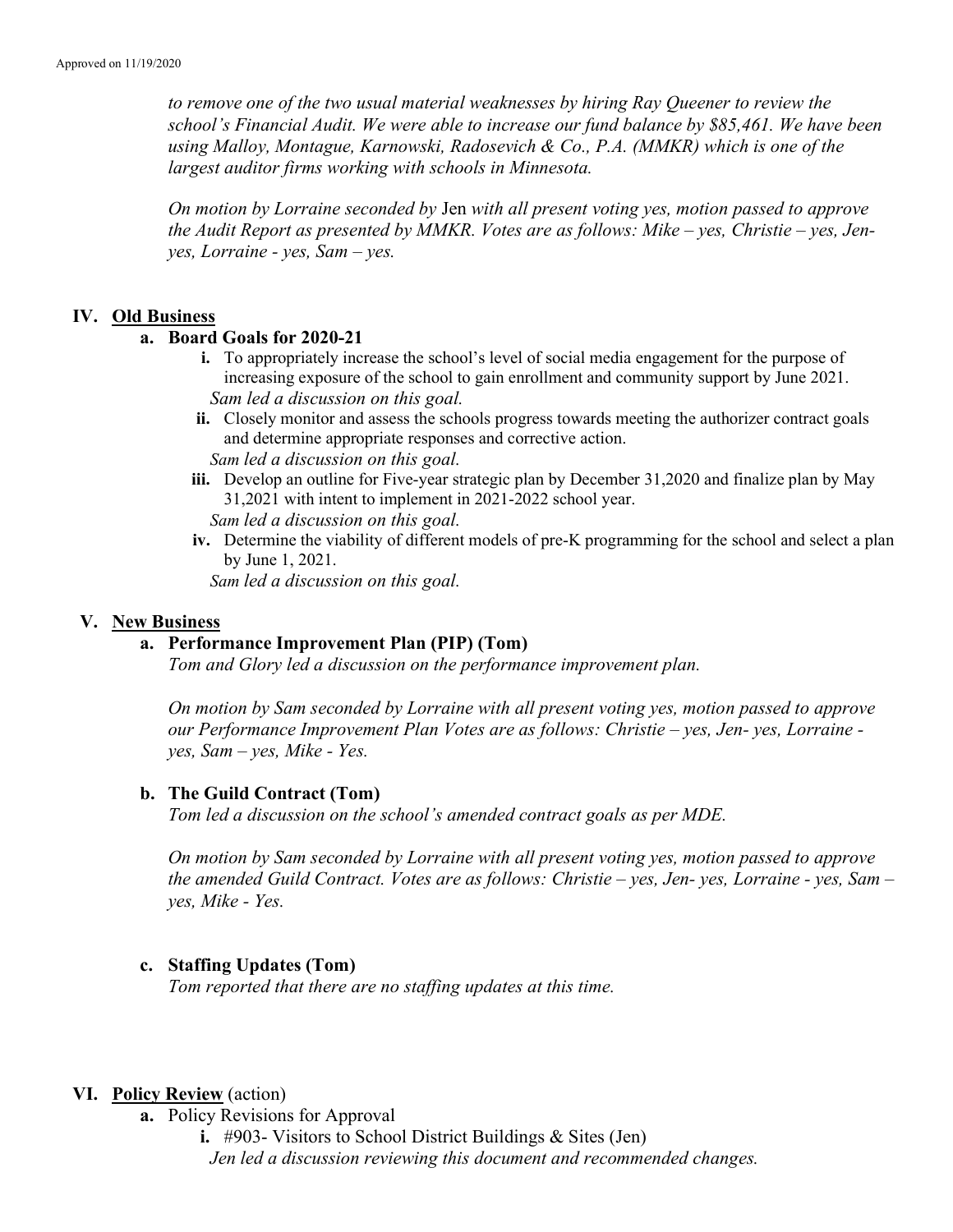*to remove one of the two usual material weaknesses by hiring Ray Queener to review the school's Financial Audit. We were able to increase our fund balance by $85,461. We have been using Malloy, Montague, Karnowski, Radosevich & Co., P.A. (MMKR) which is one of the largest auditor firms working with schools in Minnesota.*

*On motion by Lorraine seconded by* Jen *with all present voting yes, motion passed to approve the Audit Report as presented by MMKR. Votes are as follows: Mike – yes, Christie – yes, Jen-yes, Lorraine - yes, Sam – yes.*

## IV. Old Business

### a. Board Goals for 2020-21

i. To appropriately increase the school's level of social media engagement for the purpose of increasing exposure of the school to gain enrollment and community support by June 2021.
*Sam led a discussion on this goal.*

ii. Closely monitor and assess the schools progress towards meeting the authorizer contract goals and determine appropriate responses and corrective action.
*Sam led a discussion on this goal.*

iii. Develop an outline for Five-year strategic plan by December 31,2020 and finalize plan by May 31,2021 with intent to implement in 2021-2022 school year.
*Sam led a discussion on this goal.*

iv. Determine the viability of different models of pre-K programming for the school and select a plan by June 1, 2021.
*Sam led a discussion on this goal.*

## V. New Business

### a. Performance Improvement Plan (PIP) (Tom)

*Tom and Glory led a discussion on the performance improvement plan.*

*On motion by Sam seconded by Lorraine with all present voting yes, motion passed to approve our Performance Improvement Plan Votes are as follows: Christie – yes, Jen- yes, Lorraine - yes, Sam – yes, Mike - Yes.*

### b. The Guild Contract (Tom)

*Tom led a discussion on the school's amended contract goals as per MDE.*

*On motion by Sam seconded by Lorraine with all present voting yes, motion passed to approve the amended Guild Contract. Votes are as follows: Christie – yes, Jen- yes, Lorraine - yes, Sam – yes, Mike - Yes.*

### c. Staffing Updates (Tom)

*Tom reported that there are no staffing updates at this time.*

## VI. Policy Review (action)

a. Policy Revisions for Approval

i. #903- Visitors to School District Buildings & Sites (Jen)
*Jen led a discussion reviewing this document and recommended changes.*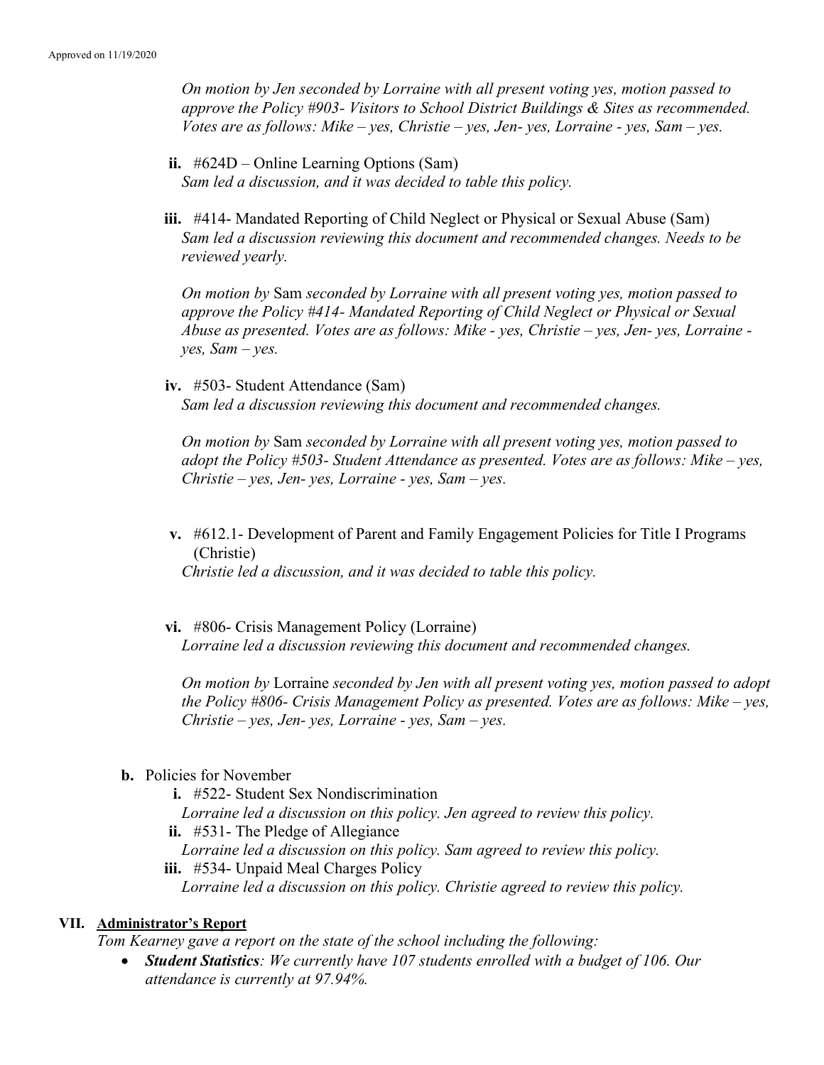*On motion by Jen seconded by Lorraine with all present voting yes, motion passed to approve the Policy #903- Visitors to School District Buildings & Sites as recommended. Votes are as follows: Mike – yes, Christie – yes, Jen- yes, Lorraine - yes, Sam – yes.*

**ii.** #624D – Online Learning Options (Sam)
*Sam led a discussion, and it was decided to table this policy.*

**iii.** #414- Mandated Reporting of Child Neglect or Physical or Sexual Abuse (Sam)
*Sam led a discussion reviewing this document and recommended changes. Needs to be reviewed yearly.*

*On motion by* Sam *seconded by Lorraine with all present voting yes, motion passed to approve the Policy #414- Mandated Reporting of Child Neglect or Physical or Sexual Abuse as presented. Votes are as follows: Mike - yes, Christie – yes, Jen- yes, Lorraine - yes, Sam – yes.*

**iv.** #503- Student Attendance (Sam)
*Sam led a discussion reviewing this document and recommended changes.*

*On motion by* Sam *seconded by Lorraine with all present voting yes, motion passed to adopt the Policy #503- Student Attendance as presented. Votes are as follows: Mike – yes, Christie – yes, Jen- yes, Lorraine - yes, Sam – yes.*

**v.** #612.1- Development of Parent and Family Engagement Policies for Title I Programs (Christie)
*Christie led a discussion, and it was decided to table this policy.*

**vi.** #806- Crisis Management Policy (Lorraine)
*Lorraine led a discussion reviewing this document and recommended changes.*

*On motion by* Lorraine *seconded by Jen with all present voting yes, motion passed to adopt the Policy #806- Crisis Management Policy as presented. Votes are as follows: Mike – yes, Christie – yes, Jen- yes, Lorraine - yes, Sam – yes.*

**b.** Policies for November

**i.** #522- Student Sex Nondiscrimination
*Lorraine led a discussion on this policy. Jen agreed to review this policy.*

**ii.** #531- The Pledge of Allegiance
*Lorraine led a discussion on this policy. Sam agreed to review this policy.*

**iii.** #534- Unpaid Meal Charges Policy
*Lorraine led a discussion on this policy. Christie agreed to review this policy.*

## VII. Administrator's Report

*Tom Kearney gave a report on the state of the school including the following:*

- ***Student Statistics**: We currently have 107 students enrolled with a budget of 106. Our attendance is currently at 97.94%.*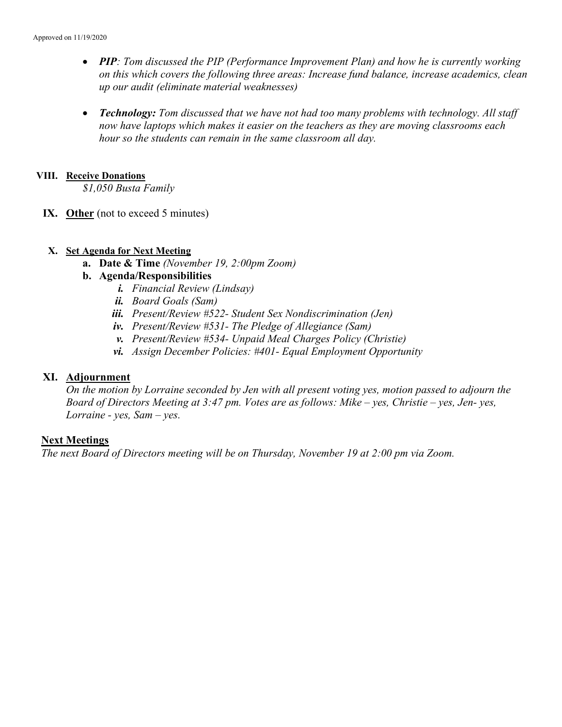- ***PIP****: Tom discussed the PIP (Performance Improvement Plan) and how he is currently working on this which covers the following three areas: Increase fund balance, increase academics, clean up our audit (eliminate material weaknesses)*

- ***Technology:*** *Tom discussed that we have not had too many problems with technology. All staff now have laptops which makes it easier on the teachers as they are moving classrooms each hour so the students can remain in the same classroom all day.*

## VIII. Receive Donations

*$1,050 Busta Family*

## IX. Other (not to exceed 5 minutes)

## X. Set Agenda for Next Meeting

a. **Date & Time** *(November 19, 2:00pm Zoom)*

b. **Agenda/Responsibilities**

   i. *Financial Review (Lindsay)*

   ii. *Board Goals (Sam)*

   iii. *Present/Review #522- Student Sex Nondiscrimination (Jen)*

   iv. *Present/Review #531- The Pledge of Allegiance (Sam)*

   v. *Present/Review #534- Unpaid Meal Charges Policy (Christie)*

   vi. *Assign December Policies: #401- Equal Employment Opportunity*

## XI. Adjournment

*On the motion by Lorraine seconded by Jen with all present voting yes, motion passed to adjourn the Board of Directors Meeting at 3:47 pm. Votes are as follows: Mike – yes, Christie – yes, Jen- yes, Lorraine - yes, Sam – yes.*

## Next Meetings

*The next Board of Directors meeting will be on Thursday, November 19 at 2:00 pm via Zoom.*